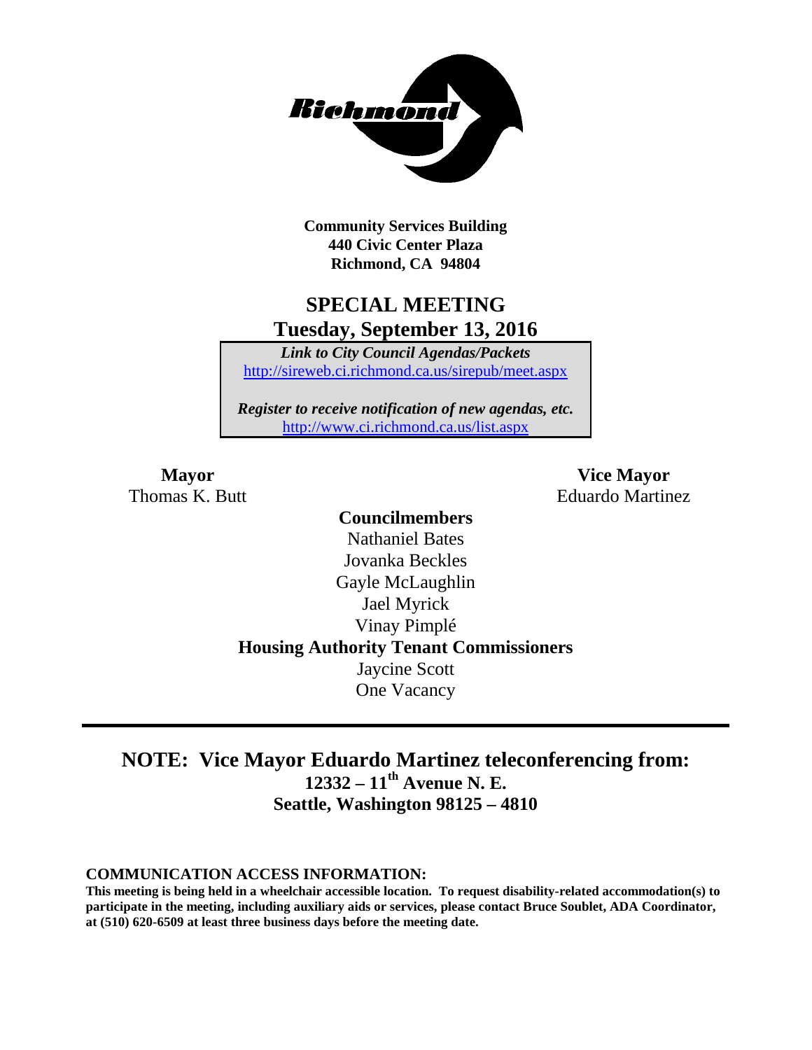Community Services Building
440 Civic Center Plaza
Richmond, CA 94804

# SPECIAL MEETING
## Tuesday, September 13, 2016

*Link to City Council Agendas/Packets*
http://sireweb.ci.richmond.ca.us/sirepub/meet.aspx

*Register to receive notification of new agendas, etc.*
http://www.ci.richmond.ca.us/list.aspx

**Mayor**
Thomas K. Butt

**Vice Mayor**
Eduardo Martinez

**Councilmembers**
Nathaniel Bates
Jovanka Beckles
Gayle McLaughlin
Jael Myrick
Vinay Pimplé

**Housing Authority Tenant Commissioners**
Jaycine Scott
One Vacancy

---

## NOTE: Vice Mayor Eduardo Martinez teleconferencing from:
**12332 – 11th Avenue N. E.**
**Seattle, Washington 98125 – 4810**

**COMMUNICATION ACCESS INFORMATION:**
**This meeting is being held in a wheelchair accessible location. To request disability-related accommodation(s) to participate in the meeting, including auxiliary aids or services, please contact Bruce Soublet, ADA Coordinator, at (510) 620-6509 at least three business days before the meeting date.**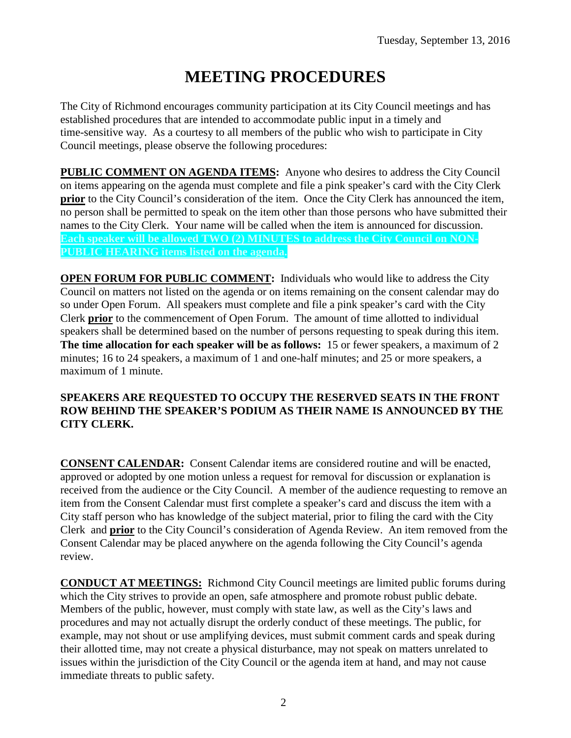Tuesday, September 13, 2016

# MEETING PROCEDURES

The City of Richmond encourages community participation at its City Council meetings and has established procedures that are intended to accommodate public input in a timely and time-sensitive way. As a courtesy to all members of the public who wish to participate in City Council meetings, please observe the following procedures:

**PUBLIC COMMENT ON AGENDA ITEMS:** Anyone who desires to address the City Council on items appearing on the agenda must complete and file a pink speaker's card with the City Clerk **prior** to the City Council's consideration of the item. Once the City Clerk has announced the item, no person shall be permitted to speak on the item other than those persons who have submitted their names to the City Clerk. Your name will be called when the item is announced for discussion. **Each speaker will be allowed TWO (2) MINUTES to address the City Council on NON-PUBLIC HEARING items listed on the agenda.**

**OPEN FORUM FOR PUBLIC COMMENT:** Individuals who would like to address the City Council on matters not listed on the agenda or on items remaining on the consent calendar may do so under Open Forum. All speakers must complete and file a pink speaker's card with the City Clerk **prior** to the commencement of Open Forum. The amount of time allotted to individual speakers shall be determined based on the number of persons requesting to speak during this item. **The time allocation for each speaker will be as follows:** 15 or fewer speakers, a maximum of 2 minutes; 16 to 24 speakers, a maximum of 1 and one-half minutes; and 25 or more speakers, a maximum of 1 minute.

**SPEAKERS ARE REQUESTED TO OCCUPY THE RESERVED SEATS IN THE FRONT ROW BEHIND THE SPEAKER'S PODIUM AS THEIR NAME IS ANNOUNCED BY THE CITY CLERK.**

**CONSENT CALENDAR:** Consent Calendar items are considered routine and will be enacted, approved or adopted by one motion unless a request for removal for discussion or explanation is received from the audience or the City Council. A member of the audience requesting to remove an item from the Consent Calendar must first complete a speaker's card and discuss the item with a City staff person who has knowledge of the subject material, prior to filing the card with the City Clerk and **prior** to the City Council's consideration of Agenda Review. An item removed from the Consent Calendar may be placed anywhere on the agenda following the City Council's agenda review.

**CONDUCT AT MEETINGS:** Richmond City Council meetings are limited public forums during which the City strives to provide an open, safe atmosphere and promote robust public debate. Members of the public, however, must comply with state law, as well as the City's laws and procedures and may not actually disrupt the orderly conduct of these meetings. The public, for example, may not shout or use amplifying devices, must submit comment cards and speak during their allotted time, may not create a physical disturbance, may not speak on matters unrelated to issues within the jurisdiction of the City Council or the agenda item at hand, and may not cause immediate threats to public safety.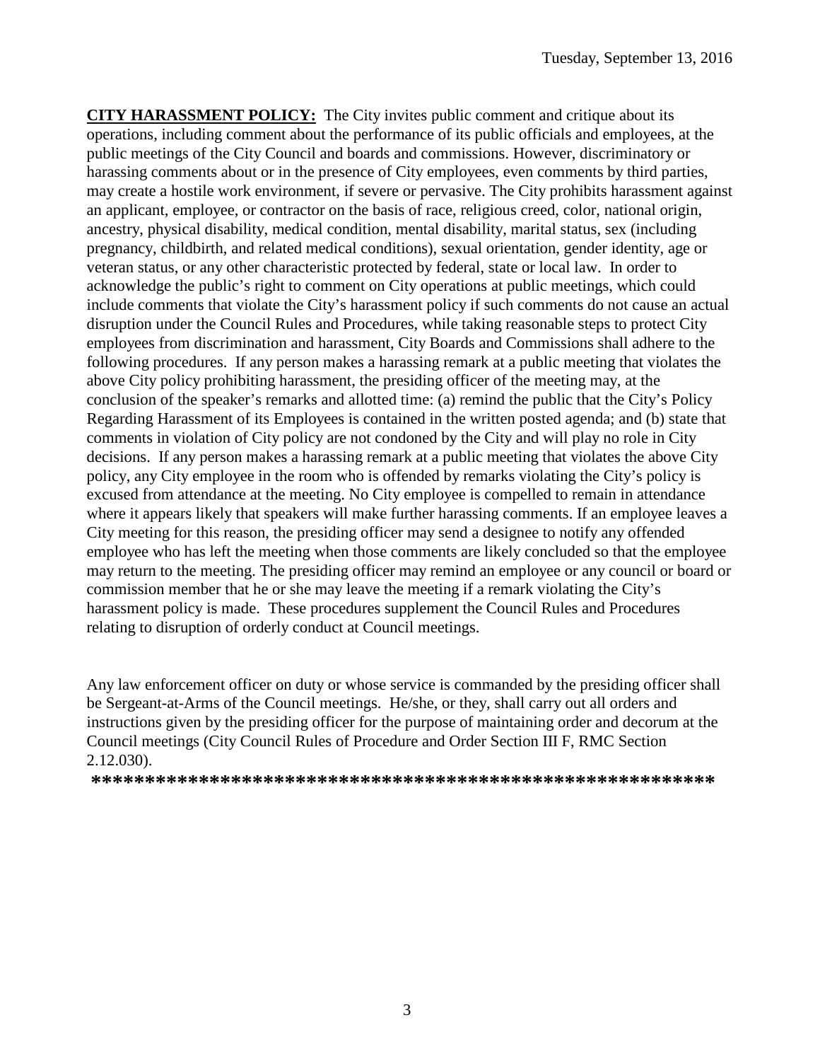**CITY HARASSMENT POLICY:** The City invites public comment and critique about its operations, including comment about the performance of its public officials and employees, at the public meetings of the City Council and boards and commissions. However, discriminatory or harassing comments about or in the presence of City employees, even comments by third parties, may create a hostile work environment, if severe or pervasive. The City prohibits harassment against an applicant, employee, or contractor on the basis of race, religious creed, color, national origin, ancestry, physical disability, medical condition, mental disability, marital status, sex (including pregnancy, childbirth, and related medical conditions), sexual orientation, gender identity, age or veteran status, or any other characteristic protected by federal, state or local law. In order to acknowledge the public's right to comment on City operations at public meetings, which could include comments that violate the City's harassment policy if such comments do not cause an actual disruption under the Council Rules and Procedures, while taking reasonable steps to protect City employees from discrimination and harassment, City Boards and Commissions shall adhere to the following procedures. If any person makes a harassing remark at a public meeting that violates the above City policy prohibiting harassment, the presiding officer of the meeting may, at the conclusion of the speaker's remarks and allotted time: (a) remind the public that the City's Policy Regarding Harassment of its Employees is contained in the written posted agenda; and (b) state that comments in violation of City policy are not condoned by the City and will play no role in City decisions. If any person makes a harassing remark at a public meeting that violates the above City policy, any City employee in the room who is offended by remarks violating the City's policy is excused from attendance at the meeting. No City employee is compelled to remain in attendance where it appears likely that speakers will make further harassing comments. If an employee leaves a City meeting for this reason, the presiding officer may send a designee to notify any offended employee who has left the meeting when those comments are likely concluded so that the employee may return to the meeting. The presiding officer may remind an employee or any council or board or commission member that he or she may leave the meeting if a remark violating the City's harassment policy is made. These procedures supplement the Council Rules and Procedures relating to disruption of orderly conduct at Council meetings.

Any law enforcement officer on duty or whose service is commanded by the presiding officer shall be Sergeant-at-Arms of the Council meetings. He/she, or they, shall carry out all orders and instructions given by the presiding officer for the purpose of maintaining order and decorum at the Council meetings (City Council Rules of Procedure and Order Section III F, RMC Section 2.12.030).

**\*\*\*\*\*\*\*\*\*\*\*\*\*\*\*\*\*\*\*\*\*\*\*\*\*\*\*\*\*\*\*\*\*\*\*\*\*\*\*\*\*\*\*\*\*\*\*\*\*\*\*\*\*\*\*\*\*\*\*\***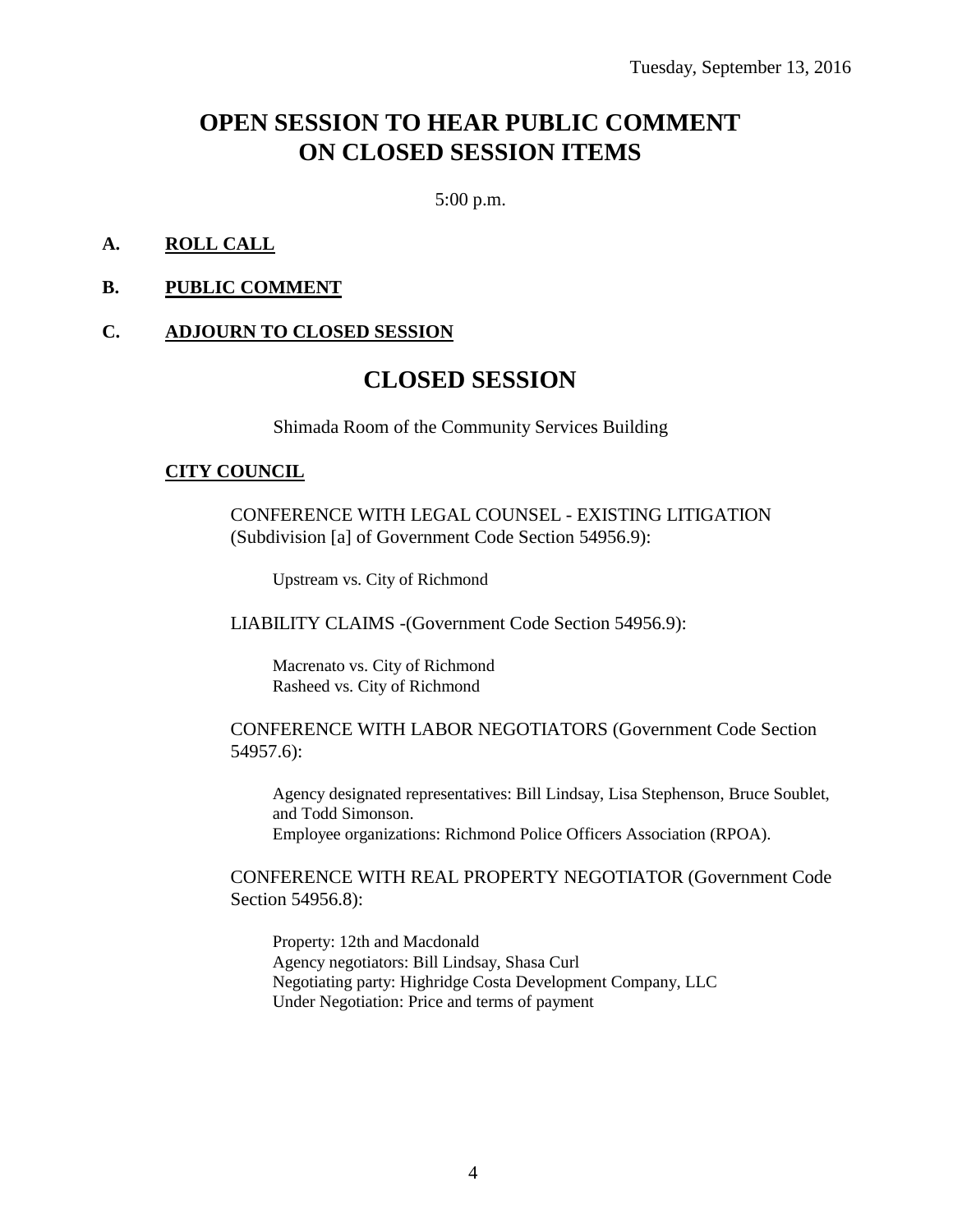Tuesday, September 13, 2016

# OPEN SESSION TO HEAR PUBLIC COMMENT ON CLOSED SESSION ITEMS

5:00 p.m.

**A. ROLL CALL**

**B. PUBLIC COMMENT**

**C. ADJOURN TO CLOSED SESSION**

# CLOSED SESSION

Shimada Room of the Community Services Building

**CITY COUNCIL**

CONFERENCE WITH LEGAL COUNSEL - EXISTING LITIGATION (Subdivision [a] of Government Code Section 54956.9):

Upstream vs. City of Richmond

LIABILITY CLAIMS -(Government Code Section 54956.9):

Macrenato vs. City of Richmond
Rasheed vs. City of Richmond

CONFERENCE WITH LABOR NEGOTIATORS (Government Code Section 54957.6):

Agency designated representatives: Bill Lindsay, Lisa Stephenson, Bruce Soublet, and Todd Simonson.
Employee organizations: Richmond Police Officers Association (RPOA).

CONFERENCE WITH REAL PROPERTY NEGOTIATOR (Government Code Section 54956.8):

Property: 12th and Macdonald
Agency negotiators: Bill Lindsay, Shasa Curl
Negotiating party: Highridge Costa Development Company, LLC
Under Negotiation: Price and terms of payment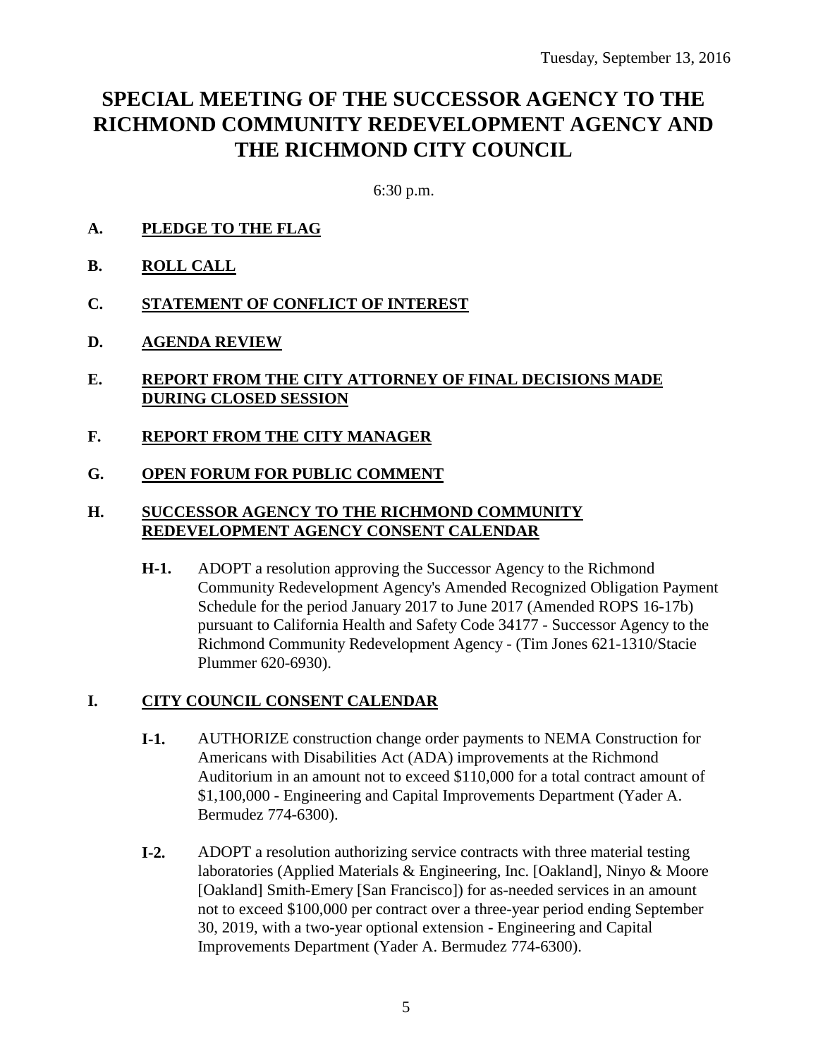Tuesday, September 13, 2016

# SPECIAL MEETING OF THE SUCCESSOR AGENCY TO THE RICHMOND COMMUNITY REDEVELOPMENT AGENCY AND THE RICHMOND CITY COUNCIL

6:30 p.m.

**A. PLEDGE TO THE FLAG**

**B. ROLL CALL**

**C. STATEMENT OF CONFLICT OF INTEREST**

**D. AGENDA REVIEW**

**E. REPORT FROM THE CITY ATTORNEY OF FINAL DECISIONS MADE DURING CLOSED SESSION**

**F. REPORT FROM THE CITY MANAGER**

**G. OPEN FORUM FOR PUBLIC COMMENT**

**H. SUCCESSOR AGENCY TO THE RICHMOND COMMUNITY REDEVELOPMENT AGENCY CONSENT CALENDAR**

**H-1.** ADOPT a resolution approving the Successor Agency to the Richmond Community Redevelopment Agency's Amended Recognized Obligation Payment Schedule for the period January 2017 to June 2017 (Amended ROPS 16-17b) pursuant to California Health and Safety Code 34177 - Successor Agency to the Richmond Community Redevelopment Agency - (Tim Jones 621-1310/Stacie Plummer 620-6930).

**I. CITY COUNCIL CONSENT CALENDAR**

**I-1.** AUTHORIZE construction change order payments to NEMA Construction for Americans with Disabilities Act (ADA) improvements at the Richmond Auditorium in an amount not to exceed $110,000 for a total contract amount of $1,100,000 - Engineering and Capital Improvements Department (Yader A. Bermudez 774-6300).

**I-2.** ADOPT a resolution authorizing service contracts with three material testing laboratories (Applied Materials & Engineering, Inc. [Oakland], Ninyo & Moore [Oakland] Smith-Emery [San Francisco]) for as-needed services in an amount not to exceed $100,000 per contract over a three-year period ending September 30, 2019, with a two-year optional extension - Engineering and Capital Improvements Department (Yader A. Bermudez 774-6300).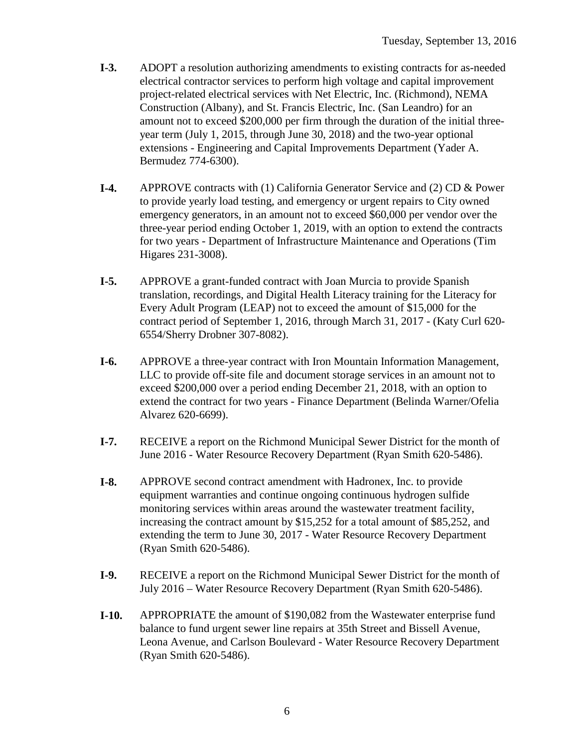**I-3.** ADOPT a resolution authorizing amendments to existing contracts for as-needed electrical contractor services to perform high voltage and capital improvement project-related electrical services with Net Electric, Inc. (Richmond), NEMA Construction (Albany), and St. Francis Electric, Inc. (San Leandro) for an amount not to exceed $200,000 per firm through the duration of the initial three-year term (July 1, 2015, through June 30, 2018) and the two-year optional extensions - Engineering and Capital Improvements Department (Yader A. Bermudez 774-6300).

**I-4.** APPROVE contracts with (1) California Generator Service and (2) CD & Power to provide yearly load testing, and emergency or urgent repairs to City owned emergency generators, in an amount not to exceed $60,000 per vendor over the three-year period ending October 1, 2019, with an option to extend the contracts for two years - Department of Infrastructure Maintenance and Operations (Tim Higares 231-3008).

**I-5.** APPROVE a grant-funded contract with Joan Murcia to provide Spanish translation, recordings, and Digital Health Literacy training for the Literacy for Every Adult Program (LEAP) not to exceed the amount of $15,000 for the contract period of September 1, 2016, through March 31, 2017 - (Katy Curl 620-6554/Sherry Drobner 307-8082).

**I-6.** APPROVE a three-year contract with Iron Mountain Information Management, LLC to provide off-site file and document storage services in an amount not to exceed $200,000 over a period ending December 21, 2018, with an option to extend the contract for two years - Finance Department (Belinda Warner/Ofelia Alvarez 620-6699).

**I-7.** RECEIVE a report on the Richmond Municipal Sewer District for the month of June 2016 - Water Resource Recovery Department (Ryan Smith 620-5486).

**I-8.** APPROVE second contract amendment with Hadronex, Inc. to provide equipment warranties and continue ongoing continuous hydrogen sulfide monitoring services within areas around the wastewater treatment facility, increasing the contract amount by $15,252 for a total amount of $85,252, and extending the term to June 30, 2017 - Water Resource Recovery Department (Ryan Smith 620-5486).

**I-9.** RECEIVE a report on the Richmond Municipal Sewer District for the month of July 2016 – Water Resource Recovery Department (Ryan Smith 620-5486).

**I-10.** APPROPRIATE the amount of $190,082 from the Wastewater enterprise fund balance to fund urgent sewer line repairs at 35th Street and Bissell Avenue, Leona Avenue, and Carlson Boulevard - Water Resource Recovery Department (Ryan Smith 620-5486).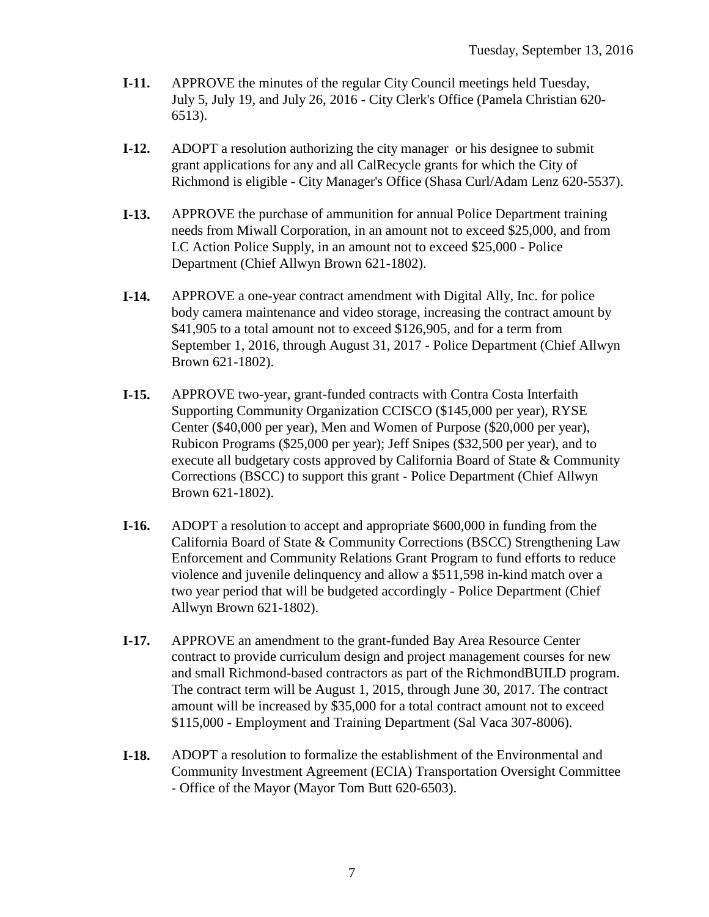**I-11.** APPROVE the minutes of the regular City Council meetings held Tuesday, July 5, July 19, and July 26, 2016 - City Clerk's Office (Pamela Christian 620-6513).

**I-12.** ADOPT a resolution authorizing the city manager or his designee to submit grant applications for any and all CalRecycle grants for which the City of Richmond is eligible - City Manager's Office (Shasa Curl/Adam Lenz 620-5537).

**I-13.** APPROVE the purchase of ammunition for annual Police Department training needs from Miwall Corporation, in an amount not to exceed $25,000, and from LC Action Police Supply, in an amount not to exceed $25,000 - Police Department (Chief Allwyn Brown 621-1802).

**I-14.** APPROVE a one-year contract amendment with Digital Ally, Inc. for police body camera maintenance and video storage, increasing the contract amount by $41,905 to a total amount not to exceed $126,905, and for a term from September 1, 2016, through August 31, 2017 - Police Department (Chief Allwyn Brown 621-1802).

**I-15.** APPROVE two-year, grant-funded contracts with Contra Costa Interfaith Supporting Community Organization CCISCO ($145,000 per year), RYSE Center ($40,000 per year), Men and Women of Purpose ($20,000 per year), Rubicon Programs ($25,000 per year); Jeff Snipes ($32,500 per year), and to execute all budgetary costs approved by California Board of State & Community Corrections (BSCC) to support this grant - Police Department (Chief Allwyn Brown 621-1802).

**I-16.** ADOPT a resolution to accept and appropriate $600,000 in funding from the California Board of State & Community Corrections (BSCC) Strengthening Law Enforcement and Community Relations Grant Program to fund efforts to reduce violence and juvenile delinquency and allow a $511,598 in-kind match over a two year period that will be budgeted accordingly - Police Department (Chief Allwyn Brown 621-1802).

**I-17.** APPROVE an amendment to the grant-funded Bay Area Resource Center contract to provide curriculum design and project management courses for new and small Richmond-based contractors as part of the RichmondBUILD program. The contract term will be August 1, 2015, through June 30, 2017. The contract amount will be increased by $35,000 for a total contract amount not to exceed $115,000 - Employment and Training Department (Sal Vaca 307-8006).

**I-18.** ADOPT a resolution to formalize the establishment of the Environmental and Community Investment Agreement (ECIA) Transportation Oversight Committee - Office of the Mayor (Mayor Tom Butt 620-6503).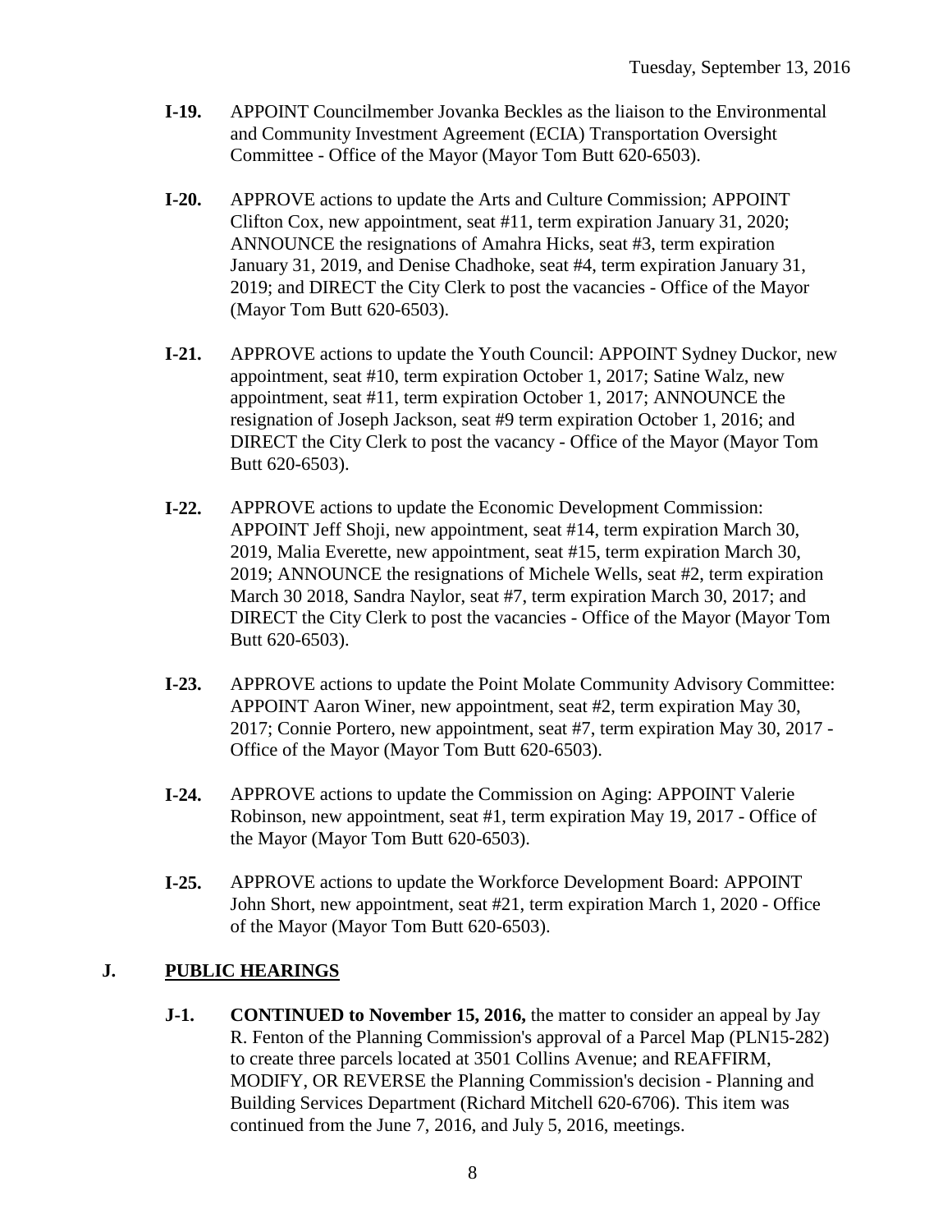- **I-19.** APPOINT Councilmember Jovanka Beckles as the liaison to the Environmental and Community Investment Agreement (ECIA) Transportation Oversight Committee - Office of the Mayor (Mayor Tom Butt 620-6503).

- **I-20.** APPROVE actions to update the Arts and Culture Commission; APPOINT Clifton Cox, new appointment, seat #11, term expiration January 31, 2020; ANNOUNCE the resignations of Amahra Hicks, seat #3, term expiration January 31, 2019, and Denise Chadhoke, seat #4, term expiration January 31, 2019; and DIRECT the City Clerk to post the vacancies - Office of the Mayor (Mayor Tom Butt 620-6503).

- **I-21.** APPROVE actions to update the Youth Council: APPOINT Sydney Duckor, new appointment, seat #10, term expiration October 1, 2017; Satine Walz, new appointment, seat #11, term expiration October 1, 2017; ANNOUNCE the resignation of Joseph Jackson, seat #9 term expiration October 1, 2016; and DIRECT the City Clerk to post the vacancy - Office of the Mayor (Mayor Tom Butt 620-6503).

- **I-22.** APPROVE actions to update the Economic Development Commission: APPOINT Jeff Shoji, new appointment, seat #14, term expiration March 30, 2019, Malia Everette, new appointment, seat #15, term expiration March 30, 2019; ANNOUNCE the resignations of Michele Wells, seat #2, term expiration March 30 2018, Sandra Naylor, seat #7, term expiration March 30, 2017; and DIRECT the City Clerk to post the vacancies - Office of the Mayor (Mayor Tom Butt 620-6503).

- **I-23.** APPROVE actions to update the Point Molate Community Advisory Committee: APPOINT Aaron Winer, new appointment, seat #2, term expiration May 30, 2017; Connie Portero, new appointment, seat #7, term expiration May 30, 2017 - Office of the Mayor (Mayor Tom Butt 620-6503).

- **I-24.** APPROVE actions to update the Commission on Aging: APPOINT Valerie Robinson, new appointment, seat #1, term expiration May 19, 2017 - Office of the Mayor (Mayor Tom Butt 620-6503).

- **I-25.** APPROVE actions to update the Workforce Development Board: APPOINT John Short, new appointment, seat #21, term expiration March 1, 2020 - Office of the Mayor (Mayor Tom Butt 620-6503).

## J. PUBLIC HEARINGS

- **J-1.** **CONTINUED to November 15, 2016,** the matter to consider an appeal by Jay R. Fenton of the Planning Commission's approval of a Parcel Map (PLN15-282) to create three parcels located at 3501 Collins Avenue; and REAFFIRM, MODIFY, OR REVERSE the Planning Commission's decision - Planning and Building Services Department (Richard Mitchell 620-6706). This item was continued from the June 7, 2016, and July 5, 2016, meetings.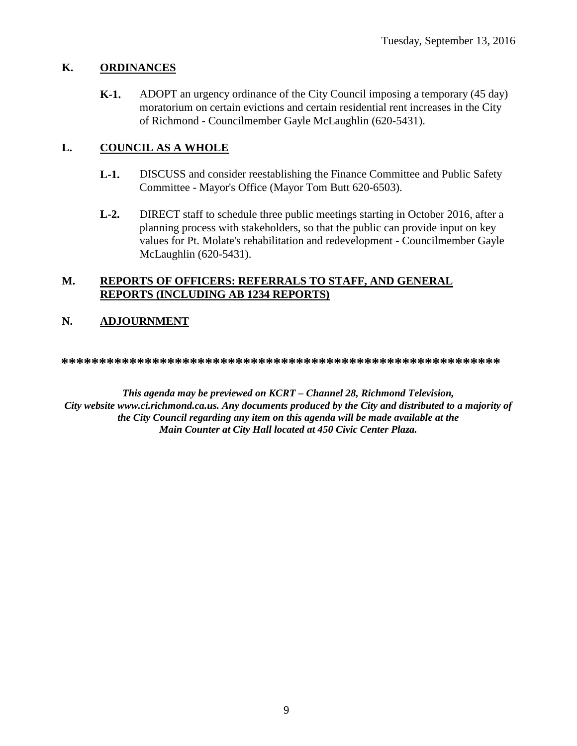## K. ORDINANCES

**K-1.** ADOPT an urgency ordinance of the City Council imposing a temporary (45 day) moratorium on certain evictions and certain residential rent increases in the City of Richmond - Councilmember Gayle McLaughlin (620-5431).

## L. COUNCIL AS A WHOLE

**L-1.** DISCUSS and consider reestablishing the Finance Committee and Public Safety Committee - Mayor's Office (Mayor Tom Butt 620-6503).

**L-2.** DIRECT staff to schedule three public meetings starting in October 2016, after a planning process with stakeholders, so that the public can provide input on key values for Pt. Molate's rehabilitation and redevelopment - Councilmember Gayle McLaughlin (620-5431).

## M. REPORTS OF OFFICERS: REFERRALS TO STAFF, AND GENERAL REPORTS (INCLUDING AB 1234 REPORTS)

## N. ADJOURNMENT

**********************************************************

***This agenda may be previewed on KCRT – Channel 28, Richmond Television, City website www.ci.richmond.ca.us. Any documents produced by the City and distributed to a majority of the City Council regarding any item on this agenda will be made available at the Main Counter at City Hall located at 450 Civic Center Plaza.***